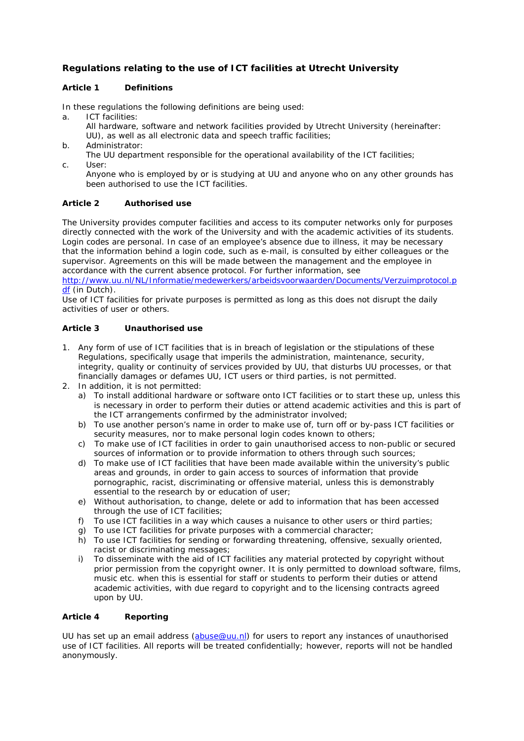# Regulations relating to the use of ICT facilities at Utrecht University

## Article 1 Definitions

In these regulations the following definitions are being used:

a. ICT facilities:
   All hardware, software and network facilities provided by Utrecht University (hereinafter: UU), as well as all electronic data and speech traffic facilities;
b. Administrator:
   The UU department responsible for the operational availability of the ICT facilities;
c. User:
   Anyone who is employed by or is studying at UU and anyone who on any other grounds has been authorised to use the ICT facilities.

## Article 2 Authorised use

The University provides computer facilities and access to its computer networks only for purposes directly connected with the work of the University and with the academic activities of its students. Login codes are personal. In case of an employee's absence due to illness, it may be necessary that the information behind a login code, such as e-mail, is consulted by either colleagues or the supervisor. Agreements on this will be made between the management and the employee in accordance with the current absence protocol. For further information, see [http://www.uu.nl/NL/Informatie/medewerkers/arbeidsvoorwaarden/Documents/Verzuimprotocol.pdf](http://www.uu.nl/NL/Informatie/medewerkers/arbeidsvoorwaarden/Documents/Verzuimprotocol.pdf) (in Dutch).
Use of ICT facilities for private purposes is permitted as long as this does not disrupt the daily activities of user or others.

## Article 3 Unauthorised use

1. Any form of use of ICT facilities that is in breach of legislation or the stipulations of these Regulations, specifically usage that imperils the administration, maintenance, security, integrity, quality or continuity of services provided by UU, that disturbs UU processes, or that financially damages or defames UU, ICT users or third parties, is not permitted.
2. In addition, it is not permitted:
   a) To install additional hardware or software onto ICT facilities or to start these up, unless this is necessary in order to perform their duties or attend academic activities and this is part of the ICT arrangements confirmed by the administrator involved;
   b) To use another person's name in order to make use of, turn off or by-pass ICT facilities or security measures, nor to make personal login codes known to others;
   c) To make use of ICT facilities in order to gain unauthorised access to non-public or secured sources of information or to provide information to others through such sources;
   d) To make use of ICT facilities that have been made available within the university's public areas and grounds, in order to gain access to sources of information that provide pornographic, racist, discriminating or offensive material, unless this is demonstrably essential to the research by or education of user;
   e) Without authorisation, to change, delete or add to information that has been accessed through the use of ICT facilities;
   f) To use ICT facilities in a way which causes a nuisance to other users or third parties;
   g) To use ICT facilities for private purposes with a commercial character;
   h) To use ICT facilities for sending or forwarding threatening, offensive, sexually oriented, racist or discriminating messages;
   i) To disseminate with the aid of ICT facilities any material protected by copyright without prior permission from the copyright owner. It is only permitted to download software, films, music etc. when this is essential for staff or students to perform their duties or attend academic activities, with due regard to copyright and to the licensing contracts agreed upon by UU.

## Article 4 Reporting

UU has set up an email address ([abuse@uu.nl](mailto:abuse@uu.nl)) for users to report any instances of unauthorised use of ICT facilities. All reports will be treated confidentially; however, reports will not be handled anonymously.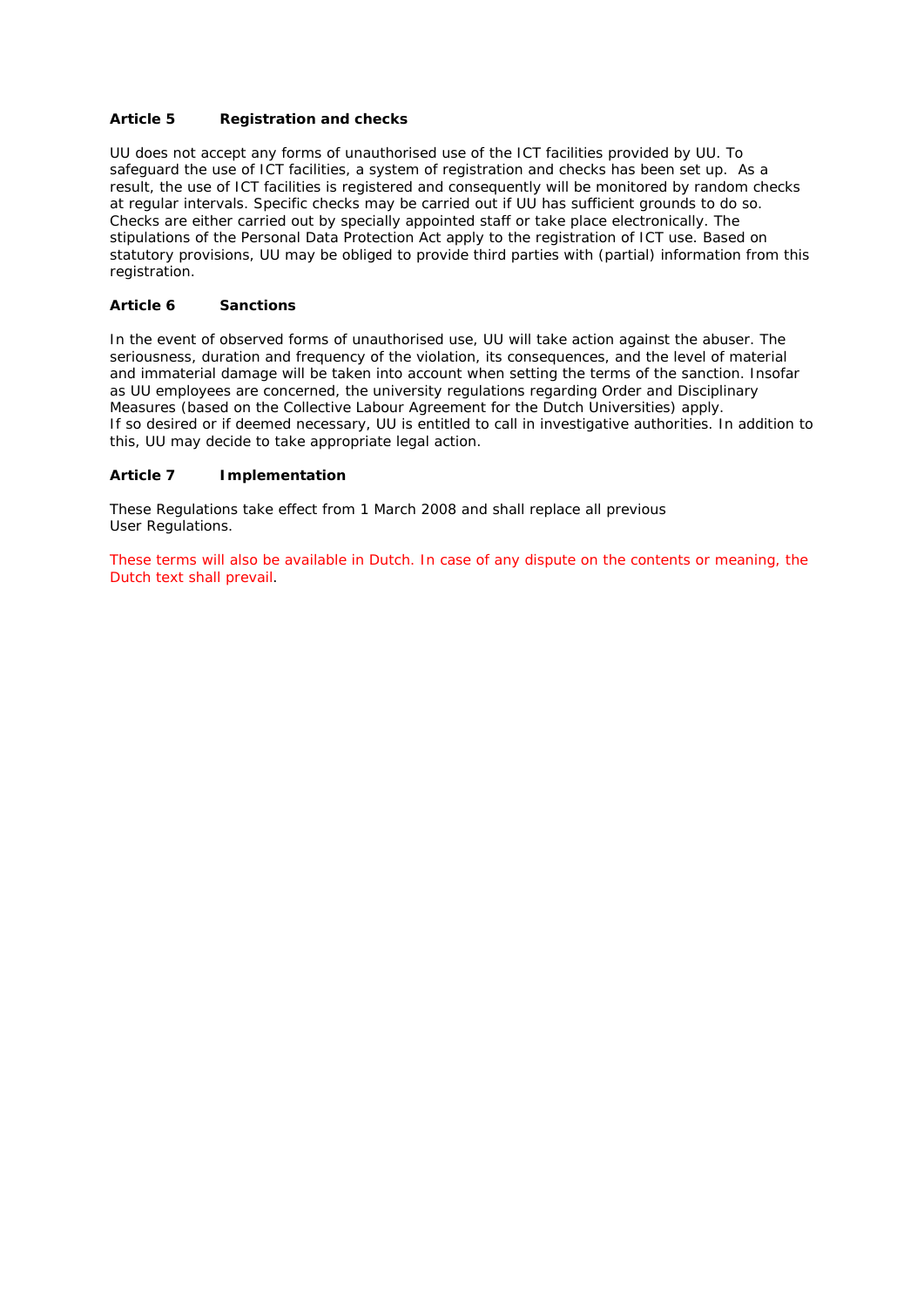### Article 5 Registration and checks

UU does not accept any forms of unauthorised use of the ICT facilities provided by UU. To safeguard the use of ICT facilities, a system of registration and checks has been set up. As a result, the use of ICT facilities is registered and consequently will be monitored by random checks at regular intervals. Specific checks may be carried out if UU has sufficient grounds to do so. Checks are either carried out by specially appointed staff or take place electronically. The stipulations of the Personal Data Protection Act apply to the registration of ICT use. Based on statutory provisions, UU may be obliged to provide third parties with (partial) information from this registration.

### Article 6 Sanctions

In the event of observed forms of unauthorised use, UU will take action against the abuser. The seriousness, duration and frequency of the violation, its consequences, and the level of material and immaterial damage will be taken into account when setting the terms of the sanction. Insofar as UU employees are concerned, the university regulations regarding Order and Disciplinary Measures (based on the Collective Labour Agreement for the Dutch Universities) apply.
If so desired or if deemed necessary, UU is entitled to call in investigative authorities. In addition to this, UU may decide to take appropriate legal action.

### Article 7 Implementation

These Regulations take effect from 1 March 2008 and shall replace all previous User Regulations.

These terms will also be available in Dutch. In case of any dispute on the contents or meaning, the Dutch text shall prevail.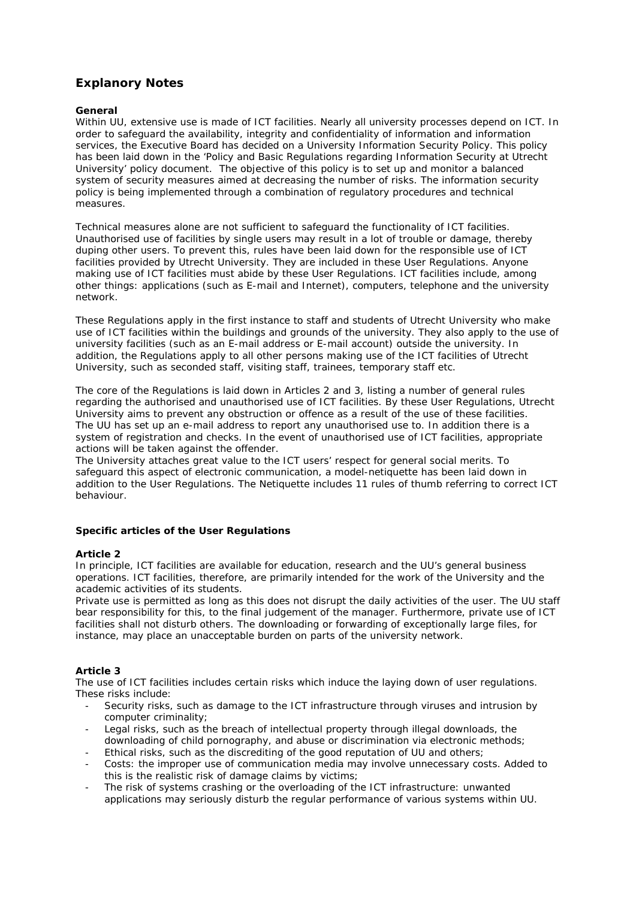## Explanory Notes

**General**

Within UU, extensive use is made of ICT facilities. Nearly all university processes depend on ICT. In order to safeguard the availability, integrity and confidentiality of information and information services, the Executive Board has decided on a University Information Security Policy. This policy has been laid down in the 'Policy and Basic Regulations regarding Information Security at Utrecht University' policy document. The objective of this policy is to set up and monitor a balanced system of security measures aimed at decreasing the number of risks. The information security policy is being implemented through a combination of regulatory procedures and technical measures.

Technical measures alone are not sufficient to safeguard the functionality of ICT facilities. Unauthorised use of facilities by single users may result in a lot of trouble or damage, thereby duping other users. To prevent this, rules have been laid down for the responsible use of ICT facilities provided by Utrecht University. They are included in these User Regulations. Anyone making use of ICT facilities must abide by these User Regulations. ICT facilities include, among other things: applications (such as E-mail and Internet), computers, telephone and the university network.

These Regulations apply in the first instance to staff and students of Utrecht University who make use of ICT facilities within the buildings and grounds of the university. They also apply to the use of university facilities (such as an E-mail address or E-mail account) outside the university. In addition, the Regulations apply to all other persons making use of the ICT facilities of Utrecht University, such as seconded staff, visiting staff, trainees, temporary staff etc.

The core of the Regulations is laid down in Articles 2 and 3, listing a number of general rules regarding the authorised and unauthorised use of ICT facilities. By these User Regulations, Utrecht University aims to prevent any obstruction or offence as a result of the use of these facilities. The UU has set up an e-mail address to report any unauthorised use to. In addition there is a system of registration and checks. In the event of unauthorised use of ICT facilities, appropriate actions will be taken against the offender.
The University attaches great value to the ICT users' respect for general social merits. To safeguard this aspect of electronic communication, a model-netiquette has been laid down in addition to the User Regulations. The Netiquette includes 11 rules of thumb referring to correct ICT behaviour.

**Specific articles of the User Regulations**

**Article 2**

In principle, ICT facilities are available for education, research and the UU's general business operations. ICT facilities, therefore, are primarily intended for the work of the University and the academic activities of its students.
Private use is permitted as long as this does not disrupt the daily activities of the user. The UU staff bear responsibility for this, to the final judgement of the manager. Furthermore, private use of ICT facilities shall not disturb others. The downloading or forwarding of exceptionally large files, for instance, may place an unacceptable burden on parts of the university network.

**Article 3**

The use of ICT facilities includes certain risks which induce the laying down of user regulations. These risks include:

- Security risks, such as damage to the ICT infrastructure through viruses and intrusion by computer criminality;
- Legal risks, such as the breach of intellectual property through illegal downloads, the downloading of child pornography, and abuse or discrimination via electronic methods;
- Ethical risks, such as the discrediting of the good reputation of UU and others;
- Costs: the improper use of communication media may involve unnecessary costs. Added to this is the realistic risk of damage claims by victims;
- The risk of systems crashing or the overloading of the ICT infrastructure: unwanted applications may seriously disturb the regular performance of various systems within UU.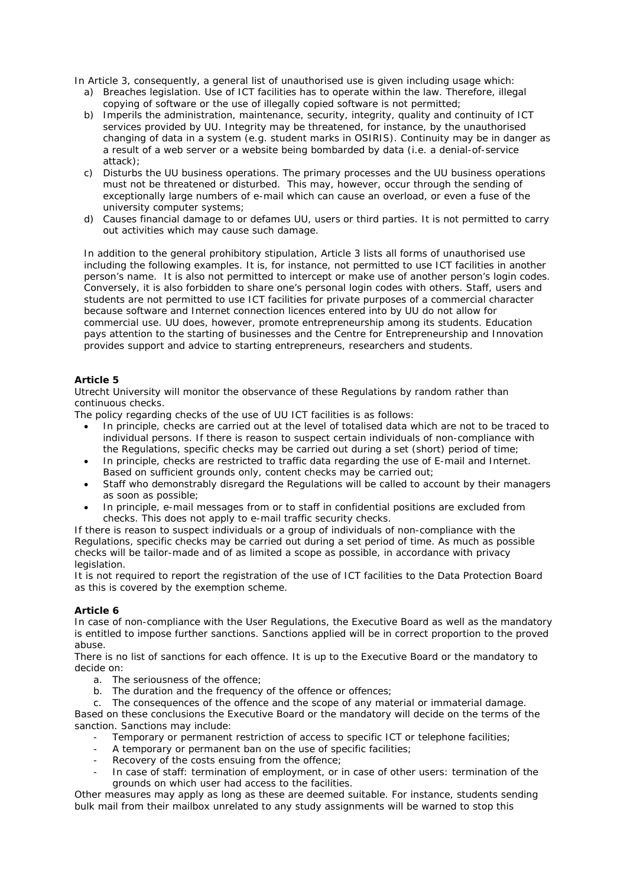In Article 3, consequently, a general list of unauthorised use is given including usage which:

a) Breaches legislation. Use of ICT facilities has to operate within the law. Therefore, illegal copying of software or the use of illegally copied software is not permitted;
b) Imperils the administration, maintenance, security, integrity, quality and continuity of ICT services provided by UU. Integrity may be threatened, for instance, by the unauthorised changing of data in a system (e.g. student marks in OSIRIS). Continuity may be in danger as a result of a web server or a website being bombarded by data (i.e. a denial-of-service attack);
c) Disturbs the UU business operations. The primary processes and the UU business operations must not be threatened or disturbed. This may, however, occur through the sending of exceptionally large numbers of e-mail which can cause an overload, or even a fuse of the university computer systems;
d) Causes financial damage to or defames UU, users or third parties. It is not permitted to carry out activities which may cause such damage.

In addition to the general prohibitory stipulation, Article 3 lists all forms of unauthorised use including the following examples. It is, for instance, not permitted to use ICT facilities in another person's name. It is also not permitted to intercept or make use of another person's login codes. Conversely, it is also forbidden to share one's personal login codes with others. Staff, users and students are not permitted to use ICT facilities for private purposes of a commercial character because software and Internet connection licences entered into by UU do not allow for commercial use. UU does, however, promote entrepreneurship among its students. Education pays attention to the starting of businesses and the Centre for Entrepreneurship and Innovation provides support and advice to starting entrepreneurs, researchers and students.

**Article 5**

Utrecht University will monitor the observance of these Regulations by random rather than continuous checks.

The policy regarding checks of the use of UU ICT facilities is as follows:

- In principle, checks are carried out at the level of totalised data which are not to be traced to individual persons. If there is reason to suspect certain individuals of non-compliance with the Regulations, specific checks may be carried out during a set (short) period of time;
- In principle, checks are restricted to traffic data regarding the use of E-mail and Internet. Based on sufficient grounds only, content checks may be carried out;
- Staff who demonstrably disregard the Regulations will be called to account by their managers as soon as possible;
- In principle, e-mail messages from or to staff in confidential positions are excluded from checks. This does not apply to e-mail traffic security checks.

If there is reason to suspect individuals or a group of individuals of non-compliance with the Regulations, specific checks may be carried out during a set period of time. As much as possible checks will be tailor-made and of as limited a scope as possible, in accordance with privacy legislation.

It is not required to report the registration of the use of ICT facilities to the Data Protection Board as this is covered by the exemption scheme.

**Article 6**

In case of non-compliance with the User Regulations, the Executive Board as well as the mandatory is entitled to impose further sanctions. Sanctions applied will be in correct proportion to the proved abuse.

There is no list of sanctions for each offence. It is up to the Executive Board or the mandatory to decide on:

a. The seriousness of the offence;
b. The duration and the frequency of the offence or offences;
c. The consequences of the offence and the scope of any material or immaterial damage.

Based on these conclusions the Executive Board or the mandatory will decide on the terms of the sanction. Sanctions may include:

- Temporary or permanent restriction of access to specific ICT or telephone facilities;
- A temporary or permanent ban on the use of specific facilities;
- Recovery of the costs ensuing from the offence;
- In case of staff: termination of employment, or in case of other users: termination of the grounds on which user had access to the facilities.

Other measures may apply as long as these are deemed suitable. For instance, students sending bulk mail from their mailbox unrelated to any study assignments will be warned to stop this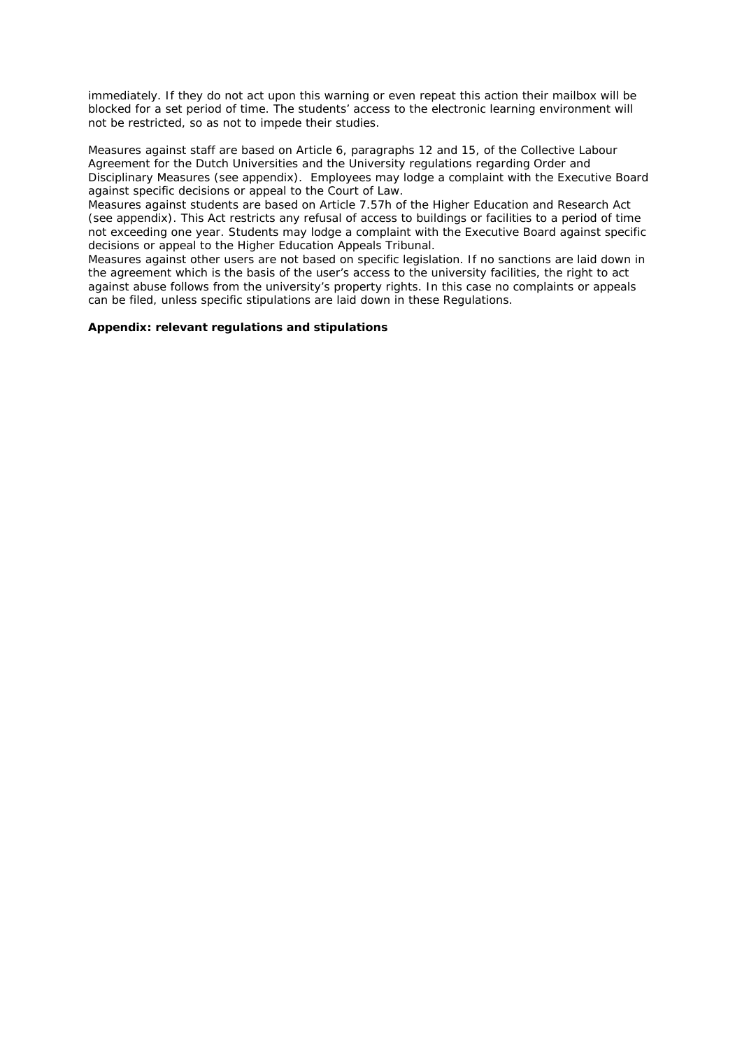immediately. If they do not act upon this warning or even repeat this action their mailbox will be blocked for a set period of time. The students' access to the electronic learning environment will not be restricted, so as not to impede their studies.

Measures against staff are based on Article 6, paragraphs 12 and 15, of the Collective Labour Agreement for the Dutch Universities and the University regulations regarding Order and Disciplinary Measures (see appendix). Employees may lodge a complaint with the Executive Board against specific decisions or appeal to the Court of Law.
Measures against students are based on Article 7.57h of the Higher Education and Research Act (see appendix). This Act restricts any refusal of access to buildings or facilities to a period of time not exceeding one year. Students may lodge a complaint with the Executive Board against specific decisions or appeal to the Higher Education Appeals Tribunal.
Measures against other users are not based on specific legislation. If no sanctions are laid down in the agreement which is the basis of the user's access to the university facilities, the right to act against abuse follows from the university's property rights. In this case no complaints or appeals can be filed, unless specific stipulations are laid down in these Regulations.

**Appendix: relevant regulations and stipulations**